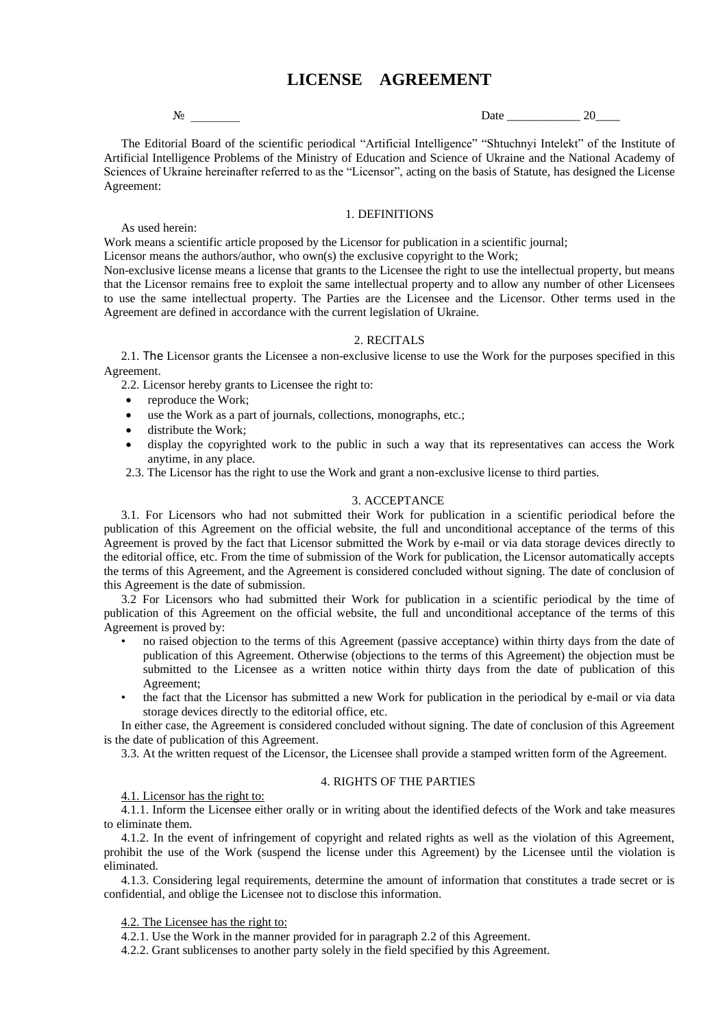# LICENSE AGREEMENT

№ ________ Date ____________ 20____

The Editorial Board of the scientific periodical “Artificial Intelligence” “Shtuchnyi Intelekt” of the Institute of Artificial Intelligence Problems of the Ministry of Education and Science of Ukraine and the National Academy of Sciences of Ukraine hereinafter referred to as the “Licensor”, acting on the basis of Statute, has designed the License Agreement:

## 1. DEFINITIONS

As used herein:

Work means a scientific article proposed by the Licensor for publication in a scientific journal;

Licensor means the authors/author, who own(s) the exclusive copyright to the Work;

Non-exclusive license means a license that grants to the Licensee the right to use the intellectual property, but means that the Licensor remains free to exploit the same intellectual property and to allow any number of other Licensees to use the same intellectual property. The Parties are the Licensee and the Licensor. Other terms used in the Agreement are defined in accordance with the current legislation of Ukraine.

## 2. RECITALS

2.1. The Licensor grants the Licensee a non-exclusive license to use the Work for the purposes specified in this Agreement.

2.2. Licensor hereby grants to Licensee the right to:

- reproduce the Work;
- use the Work as a part of journals, collections, monographs, etc.;
- distribute the Work;
- display the copyrighted work to the public in such a way that its representatives can access the Work anytime, in any place.

2.3. The Licensor has the right to use the Work and grant a non-exclusive license to third parties.

## 3. ACCEPTANCE

3.1. For Licensors who had not submitted their Work for publication in a scientific periodical before the publication of this Agreement on the official website, the full and unconditional acceptance of the terms of this Agreement is proved by the fact that Licensor submitted the Work by e-mail or via data storage devices directly to the editorial office, etc. From the time of submission of the Work for publication, the Licensor automatically accepts the terms of this Agreement, and the Agreement is considered concluded without signing. The date of conclusion of this Agreement is the date of submission.

3.2 For Licensors who had submitted their Work for publication in a scientific periodical by the time of publication of this Agreement on the official website, the full and unconditional acceptance of the terms of this Agreement is proved by:

- no raised objection to the terms of this Agreement (passive acceptance) within thirty days from the date of publication of this Agreement. Otherwise (objections to the terms of this Agreement) the objection must be submitted to the Licensee as a written notice within thirty days from the date of publication of this Agreement;
- the fact that the Licensor has submitted a new Work for publication in the periodical by e-mail or via data storage devices directly to the editorial office, etc.

In either case, the Agreement is considered concluded without signing. The date of conclusion of this Agreement is the date of publication of this Agreement.

3.3. At the written request of the Licensor, the Licensee shall provide a stamped written form of the Agreement.

## 4. RIGHTS OF THE PARTIES

4.1. Licensor has the right to:

4.1.1. Inform the Licensee either orally or in writing about the identified defects of the Work and take measures to eliminate them.

4.1.2. In the event of infringement of copyright and related rights as well as the violation of this Agreement, prohibit the use of the Work (suspend the license under this Agreement) by the Licensee until the violation is eliminated.

4.1.3. Considering legal requirements, determine the amount of information that constitutes a trade secret or is confidential, and oblige the Licensee not to disclose this information.

4.2. The Licensee has the right to:

4.2.1. Use the Work in the manner provided for in paragraph 2.2 of this Agreement.

4.2.2. Grant sublicenses to another party solely in the field specified by this Agreement.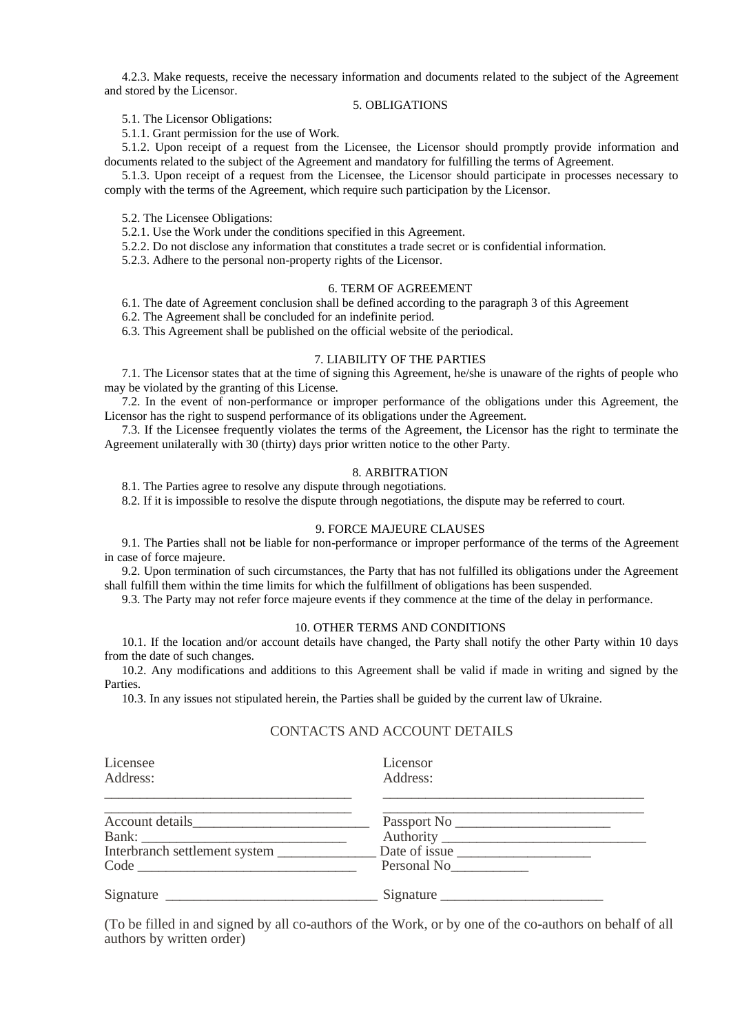4.2.3. Make requests, receive the necessary information and documents related to the subject of the Agreement and stored by the Licensor.

## 5. OBLIGATIONS

5.1. The Licensor Obligations:

5.1.1. Grant permission for the use of Work.

5.1.2. Upon receipt of a request from the Licensee, the Licensor should promptly provide information and documents related to the subject of the Agreement and mandatory for fulfilling the terms of Agreement.

5.1.3. Upon receipt of a request from the Licensee, the Licensor should participate in processes necessary to comply with the terms of the Agreement, which require such participation by the Licensor.

5.2. The Licensee Obligations:

5.2.1. Use the Work under the conditions specified in this Agreement.

5.2.2. Do not disclose any information that constitutes a trade secret or is confidential information.

5.2.3. Adhere to the personal non-property rights of the Licensor.

## 6. TERM OF AGREEMENT

6.1. The date of Agreement conclusion shall be defined according to the paragraph 3 of this Agreement

6.2. The Agreement shall be concluded for an indefinite period.

6.3. This Agreement shall be published on the official website of the periodical.

## 7. LIABILITY OF THE PARTIES

7.1. The Licensor states that at the time of signing this Agreement, he/she is unaware of the rights of people who may be violated by the granting of this License.

7.2. In the event of non-performance or improper performance of the obligations under this Agreement, the Licensor has the right to suspend performance of its obligations under the Agreement.

7.3. If the Licensee frequently violates the terms of the Agreement, the Licensor has the right to terminate the Agreement unilaterally with 30 (thirty) days prior written notice to the other Party.

## 8. ARBITRATION

8.1. The Parties agree to resolve any dispute through negotiations.

8.2. If it is impossible to resolve the dispute through negotiations, the dispute may be referred to court.

## 9. FORCE MAJEURE CLAUSES

9.1. The Parties shall not be liable for non-performance or improper performance of the terms of the Agreement in case of force majeure.

9.2. Upon termination of such circumstances, the Party that has not fulfilled its obligations under the Agreement shall fulfill them within the time limits for which the fulfillment of obligations has been suspended.

9.3. The Party may not refer force majeure events if they commence at the time of the delay in performance.

## 10. OTHER TERMS AND CONDITIONS

10.1. If the location and/or account details have changed, the Party shall notify the other Party within 10 days from the date of such changes.

10.2. Any modifications and additions to this Agreement shall be valid if made in writing and signed by the Parties.

10.3. In any issues not stipulated herein, the Parties shall be guided by the current law of Ukraine.

## CONTACTS AND ACCOUNT DETAILS

| | |
|---|---|
| Licensee | Licensor |
| Address: | Address: |
| ____________________________________ | ______________________________________ |
| ____________________________________ | ______________________________________ |
| Account details_________________________ | Passport No ______________________ |
| Bank: ______________________________ | Authority _____________________________ |
| Interbranch settlement system ______________ | Date of issue ___________________ |
| Code ________________________________ | Personal No___________ |
| Signature ______________________________ | Signature _______________________ |

(To be filled in and signed by all co-authors of the Work, or by one of the co-authors on behalf of all authors by written order)